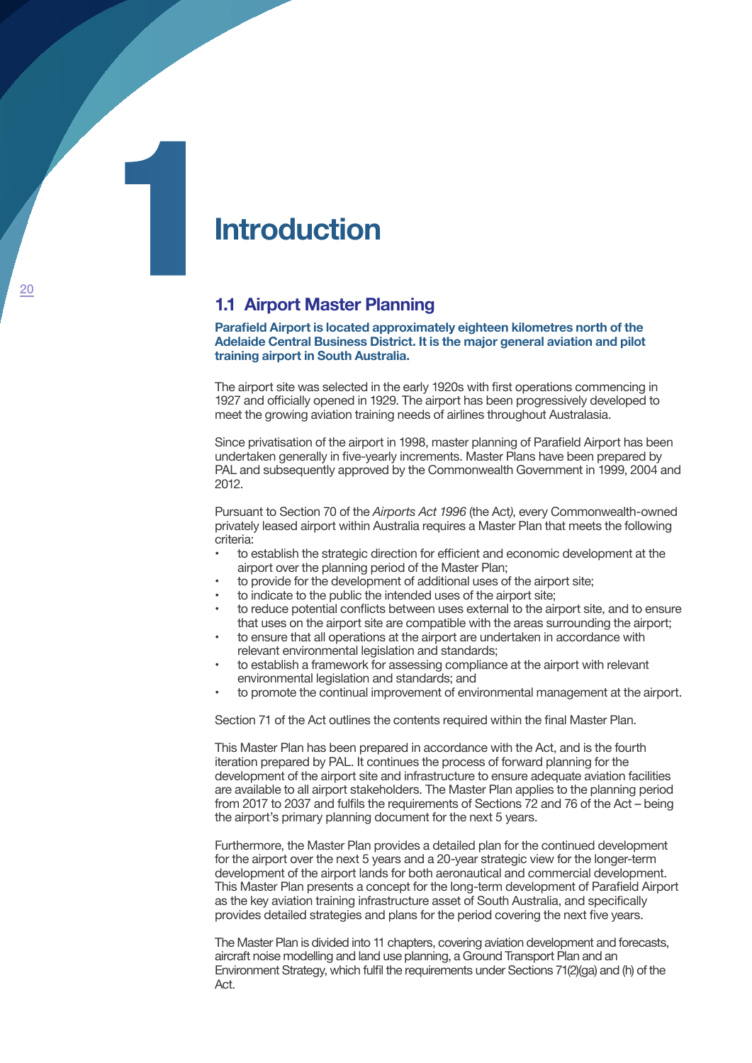# 1 Introduction

## 1.1 Airport Master Planning

**Parafield Airport is located approximately eighteen kilometres north of the Adelaide Central Business District. It is the major general aviation and pilot training airport in South Australia.**

The airport site was selected in the early 1920s with first operations commencing in 1927 and officially opened in 1929. The airport has been progressively developed to meet the growing aviation training needs of airlines throughout Australasia.

Since privatisation of the airport in 1998, master planning of Parafield Airport has been undertaken generally in five-yearly increments. Master Plans have been prepared by PAL and subsequently approved by the Commonwealth Government in 1999, 2004 and 2012.

Pursuant to Section 70 of the *Airports Act 1996* (the Act), every Commonwealth-owned privately leased airport within Australia requires a Master Plan that meets the following criteria:

- to establish the strategic direction for efficient and economic development at the airport over the planning period of the Master Plan;
- to provide for the development of additional uses of the airport site;
- to indicate to the public the intended uses of the airport site;
- to reduce potential conflicts between uses external to the airport site, and to ensure that uses on the airport site are compatible with the areas surrounding the airport;
- to ensure that all operations at the airport are undertaken in accordance with relevant environmental legislation and standards;
- to establish a framework for assessing compliance at the airport with relevant environmental legislation and standards; and
- to promote the continual improvement of environmental management at the airport.

Section 71 of the Act outlines the contents required within the final Master Plan.

This Master Plan has been prepared in accordance with the Act, and is the fourth iteration prepared by PAL. It continues the process of forward planning for the development of the airport site and infrastructure to ensure adequate aviation facilities are available to all airport stakeholders. The Master Plan applies to the planning period from 2017 to 2037 and fulfils the requirements of Sections 72 and 76 of the Act – being the airport's primary planning document for the next 5 years.

Furthermore, the Master Plan provides a detailed plan for the continued development for the airport over the next 5 years and a 20-year strategic view for the longer-term development of the airport lands for both aeronautical and commercial development. This Master Plan presents a concept for the long-term development of Parafield Airport as the key aviation training infrastructure asset of South Australia, and specifically provides detailed strategies and plans for the period covering the next five years.

The Master Plan is divided into 11 chapters, covering aviation development and forecasts, aircraft noise modelling and land use planning, a Ground Transport Plan and an Environment Strategy, which fulfil the requirements under Sections 71(2)(ga) and (h) of the Act.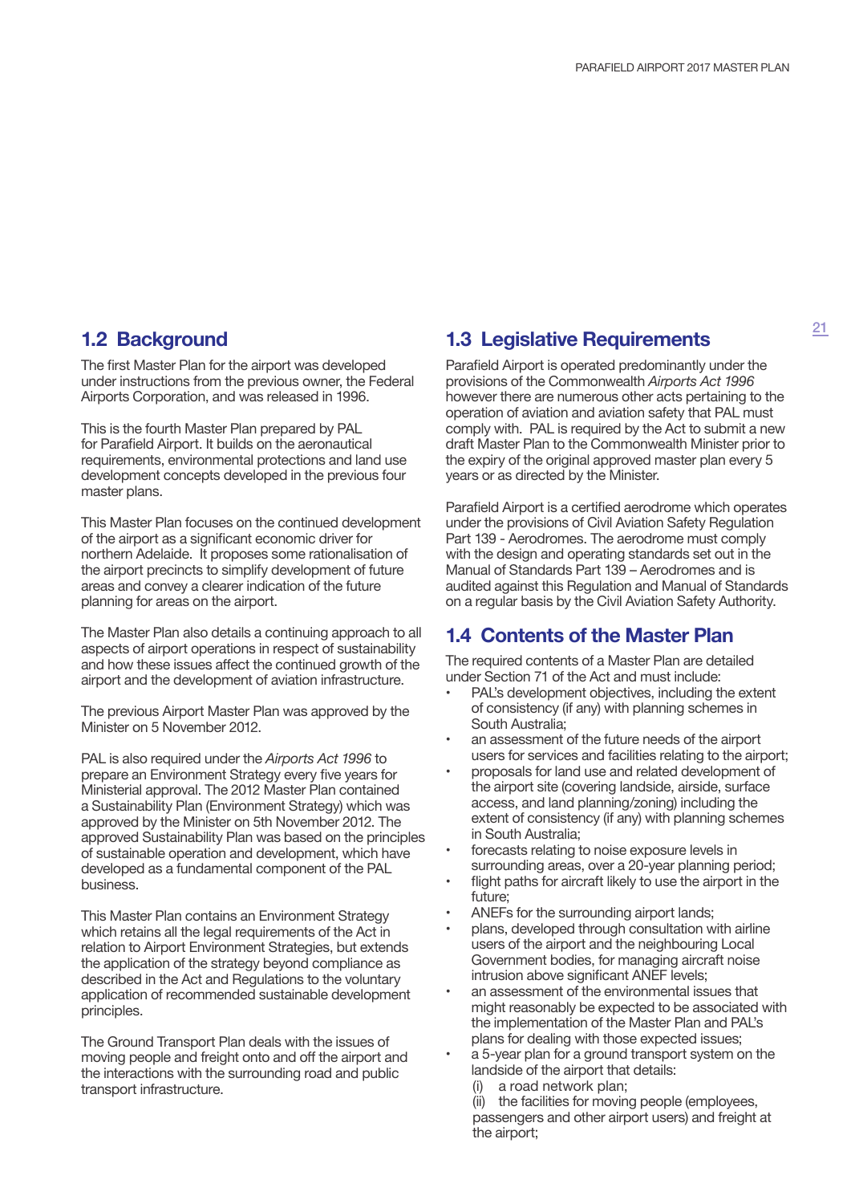## 1.2 Background

The first Master Plan for the airport was developed under instructions from the previous owner, the Federal Airports Corporation, and was released in 1996.

This is the fourth Master Plan prepared by PAL for Parafield Airport. It builds on the aeronautical requirements, environmental protections and land use development concepts developed in the previous four master plans.

This Master Plan focuses on the continued development of the airport as a significant economic driver for northern Adelaide. It proposes some rationalisation of the airport precincts to simplify development of future areas and convey a clearer indication of the future planning for areas on the airport.

The Master Plan also details a continuing approach to all aspects of airport operations in respect of sustainability and how these issues affect the continued growth of the airport and the development of aviation infrastructure.

The previous Airport Master Plan was approved by the Minister on 5 November 2012.

PAL is also required under the *Airports Act 1996* to prepare an Environment Strategy every five years for Ministerial approval. The 2012 Master Plan contained a Sustainability Plan (Environment Strategy) which was approved by the Minister on 5th November 2012. The approved Sustainability Plan was based on the principles of sustainable operation and development, which have developed as a fundamental component of the PAL business.

This Master Plan contains an Environment Strategy which retains all the legal requirements of the Act in relation to Airport Environment Strategies, but extends the application of the strategy beyond compliance as described in the Act and Regulations to the voluntary application of recommended sustainable development principles.

The Ground Transport Plan deals with the issues of moving people and freight onto and off the airport and the interactions with the surrounding road and public transport infrastructure.

## 1.3 Legislative Requirements

Parafield Airport is operated predominantly under the provisions of the Commonwealth *Airports Act 1996* however there are numerous other acts pertaining to the operation of aviation and aviation safety that PAL must comply with. PAL is required by the Act to submit a new draft Master Plan to the Commonwealth Minister prior to the expiry of the original approved master plan every 5 years or as directed by the Minister.

Parafield Airport is a certified aerodrome which operates under the provisions of Civil Aviation Safety Regulation Part 139 - Aerodromes. The aerodrome must comply with the design and operating standards set out in the Manual of Standards Part 139 – Aerodromes and is audited against this Regulation and Manual of Standards on a regular basis by the Civil Aviation Safety Authority.

## 1.4 Contents of the Master Plan

The required contents of a Master Plan are detailed under Section 71 of the Act and must include:

- PAL's development objectives, including the extent of consistency (if any) with planning schemes in South Australia;
- an assessment of the future needs of the airport users for services and facilities relating to the airport;
- proposals for land use and related development of the airport site (covering landside, airside, surface access, and land planning/zoning) including the extent of consistency (if any) with planning schemes in South Australia;
- forecasts relating to noise exposure levels in surrounding areas, over a 20-year planning period;
- flight paths for aircraft likely to use the airport in the future;
- ANEFs for the surrounding airport lands;
- plans, developed through consultation with airline users of the airport and the neighbouring Local Government bodies, for managing aircraft noise intrusion above significant ANEF levels;
- an assessment of the environmental issues that might reasonably be expected to be associated with the implementation of the Master Plan and PAL's plans for dealing with those expected issues;
- a 5-year plan for a ground transport system on the landside of the airport that details:
  (i) a road network plan;
  (ii) the facilities for moving people (employees, passengers and other airport users) and freight at the airport;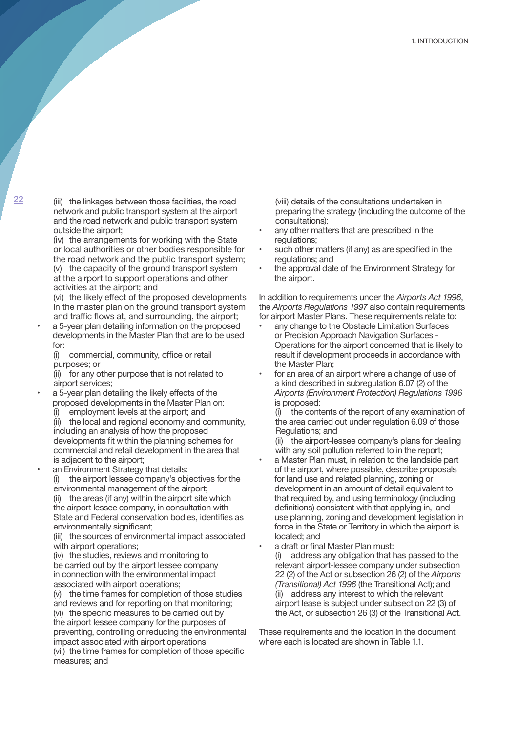(iii) the linkages between those facilities, the road network and public transport system at the airport and the road network and public transport system outside the airport;

(iv) the arrangements for working with the State or local authorities or other bodies responsible for the road network and the public transport system;

(v) the capacity of the ground transport system at the airport to support operations and other activities at the airport; and

(vi) the likely effect of the proposed developments in the master plan on the ground transport system and traffic flows at, and surrounding, the airport;

- a 5-year plan detailing information on the proposed developments in the Master Plan that are to be used for:
  (i) commercial, community, office or retail purposes; or
  (ii) for any other purpose that is not related to airport services;
- a 5-year plan detailing the likely effects of the proposed developments in the Master Plan on:
  (i) employment levels at the airport; and
  (ii) the local and regional economy and community, including an analysis of how the proposed developments fit within the planning schemes for commercial and retail development in the area that is adjacent to the airport;
- an Environment Strategy that details:
  (i) the airport lessee company's objectives for the environmental management of the airport;
  (ii) the areas (if any) within the airport site which the airport lessee company, in consultation with State and Federal conservation bodies, identifies as environmentally significant;
  (iii) the sources of environmental impact associated with airport operations;
  (iv) the studies, reviews and monitoring to be carried out by the airport lessee company in connection with the environmental impact associated with airport operations;
  (v) the time frames for completion of those studies and reviews and for reporting on that monitoring;
  (vi) the specific measures to be carried out by the airport lessee company for the purposes of preventing, controlling or reducing the environmental impact associated with airport operations;
  (vii) the time frames for completion of those specific measures; and
  (viii) details of the consultations undertaken in preparing the strategy (including the outcome of the consultations);
- any other matters that are prescribed in the regulations;
- such other matters (if any) as are specified in the regulations; and
- the approval date of the Environment Strategy for the airport.

In addition to requirements under the *Airports Act 1996*, the *Airports Regulations 1997* also contain requirements for airport Master Plans. These requirements relate to:

- any change to the Obstacle Limitation Surfaces or Precision Approach Navigation Surfaces - Operations for the airport concerned that is likely to result if development proceeds in accordance with the Master Plan;
- for an area of an airport where a change of use of a kind described in subregulation 6.07 (2) of the *Airports (Environment Protection) Regulations 1996* is proposed:
  (i) the contents of the report of any examination of the area carried out under regulation 6.09 of those Regulations; and
  (ii) the airport-lessee company's plans for dealing with any soil pollution referred to in the report;
- a Master Plan must, in relation to the landside part of the airport, where possible, describe proposals for land use and related planning, zoning or development in an amount of detail equivalent to that required by, and using terminology (including definitions) consistent with that applying in, land use planning, zoning and development legislation in force in the State or Territory in which the airport is located; and
- a draft or final Master Plan must:
  (i) address any obligation that has passed to the relevant airport-lessee company under subsection 22 (2) of the Act or subsection 26 (2) of the *Airports (Transitional) Act 1996* (the Transitional Act); and
  (ii) address any interest to which the relevant airport lease is subject under subsection 22 (3) of the Act, or subsection 26 (3) of the Transitional Act.

These requirements and the location in the document where each is located are shown in Table 1.1.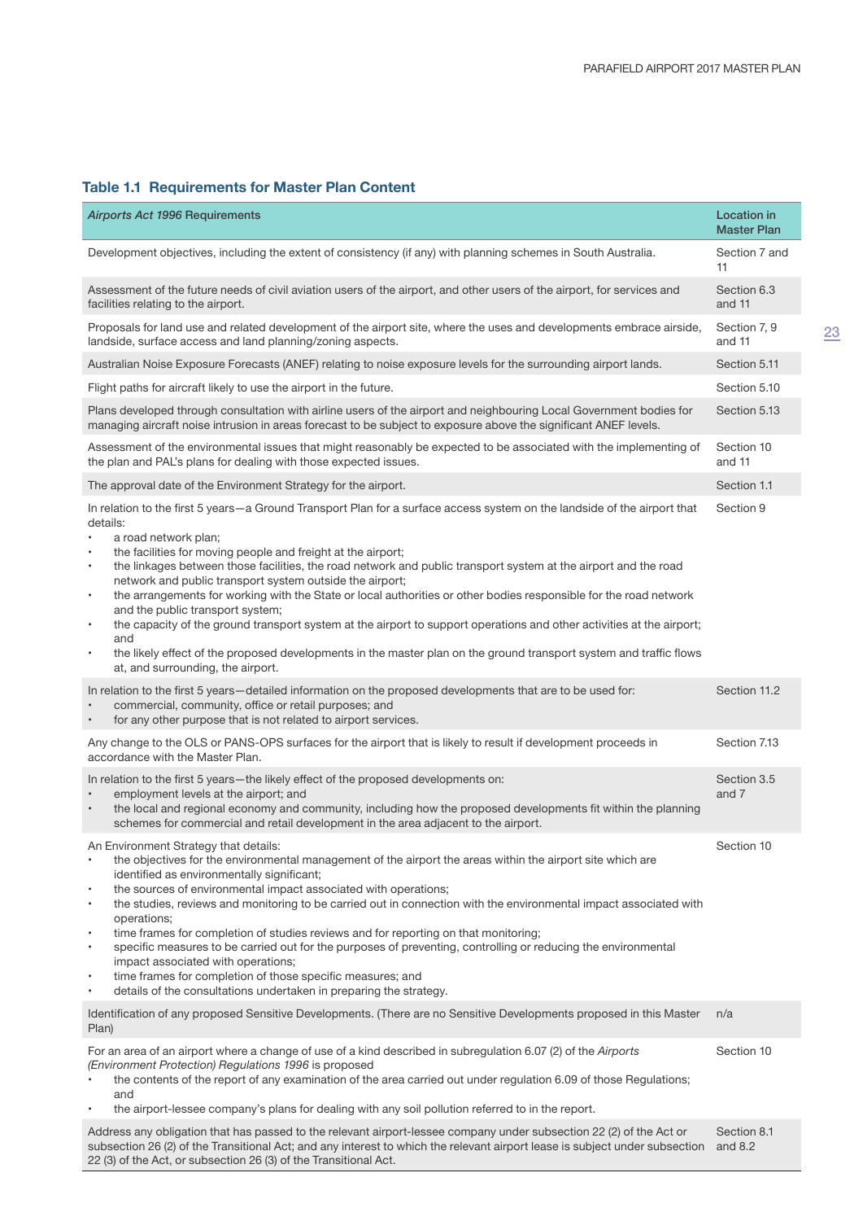**Table 1.1 Requirements for Master Plan Content**

| *Airports Act 1996* Requirements | Location in Master Plan |
|---|---|
| Development objectives, including the extent of consistency (if any) with planning schemes in South Australia. | Section 7 and 11 |
| Assessment of the future needs of civil aviation users of the airport, and other users of the airport, for services and facilities relating to the airport. | Section 6.3 and 11 |
| Proposals for land use and related development of the airport site, where the uses and developments embrace airside, landside, surface access and land planning/zoning aspects. | Section 7, 9 and 11 |
| Australian Noise Exposure Forecasts (ANEF) relating to noise exposure levels for the surrounding airport lands. | Section 5.11 |
| Flight paths for aircraft likely to use the airport in the future. | Section 5.10 |
| Plans developed through consultation with airline users of the airport and neighbouring Local Government bodies for managing aircraft noise intrusion in areas forecast to be subject to exposure above the significant ANEF levels. | Section 5.13 |
| Assessment of the environmental issues that might reasonably be expected to be associated with the implementing of the plan and PAL's plans for dealing with those expected issues. | Section 10 and 11 |
| The approval date of the Environment Strategy for the airport. | Section 1.1 |
| In relation to the first 5 years—a Ground Transport Plan for a surface access system on the landside of the airport that details:<br>• a road network plan;<br>• the facilities for moving people and freight at the airport;<br>• the linkages between those facilities, the road network and public transport system at the airport and the road network and public transport system outside the airport;<br>• the arrangements for working with the State or local authorities or other bodies responsible for the road network and the public transport system;<br>• the capacity of the ground transport system at the airport to support operations and other activities at the airport; and<br>• the likely effect of the proposed developments in the master plan on the ground transport system and traffic flows at, and surrounding, the airport. | Section 9 |
| In relation to the first 5 years—detailed information on the proposed developments that are to be used for:<br>• commercial, community, office or retail purposes; and<br>• for any other purpose that is not related to airport services. | Section 11.2 |
| Any change to the OLS or PANS-OPS surfaces for the airport that is likely to result if development proceeds in accordance with the Master Plan. | Section 7.13 |
| In relation to the first 5 years—the likely effect of the proposed developments on:<br>• employment levels at the airport; and<br>• the local and regional economy and community, including how the proposed developments fit within the planning schemes for commercial and retail development in the area adjacent to the airport. | Section 3.5 and 7 |
| An Environment Strategy that details:<br>• the objectives for the environmental management of the airport the areas within the airport site which are identified as environmentally significant;<br>• the sources of environmental impact associated with operations;<br>• the studies, reviews and monitoring to be carried out in connection with the environmental impact associated with operations;<br>• time frames for completion of studies reviews and for reporting on that monitoring;<br>• specific measures to be carried out for the purposes of preventing, controlling or reducing the environmental impact associated with operations;<br>• time frames for completion of those specific measures; and<br>• details of the consultations undertaken in preparing the strategy. | Section 10 |
| Identification of any proposed Sensitive Developments. (There are no Sensitive Developments proposed in this Master Plan) | n/a |
| For an area of an airport where a change of use of a kind described in subregulation 6.07 (2) of the *Airports (Environment Protection) Regulations 1996* is proposed<br>• the contents of the report of any examination of the area carried out under regulation 6.09 of those Regulations; and<br>• the airport-lessee company's plans for dealing with any soil pollution referred to in the report. | Section 10 |
| Address any obligation that has passed to the relevant airport-lessee company under subsection 22 (2) of the Act or subsection 26 (2) of the Transitional Act; and any interest to which the relevant airport lease is subject under subsection 22 (3) of the Act, or subsection 26 (3) of the Transitional Act. | Section 8.1 and 8.2 |